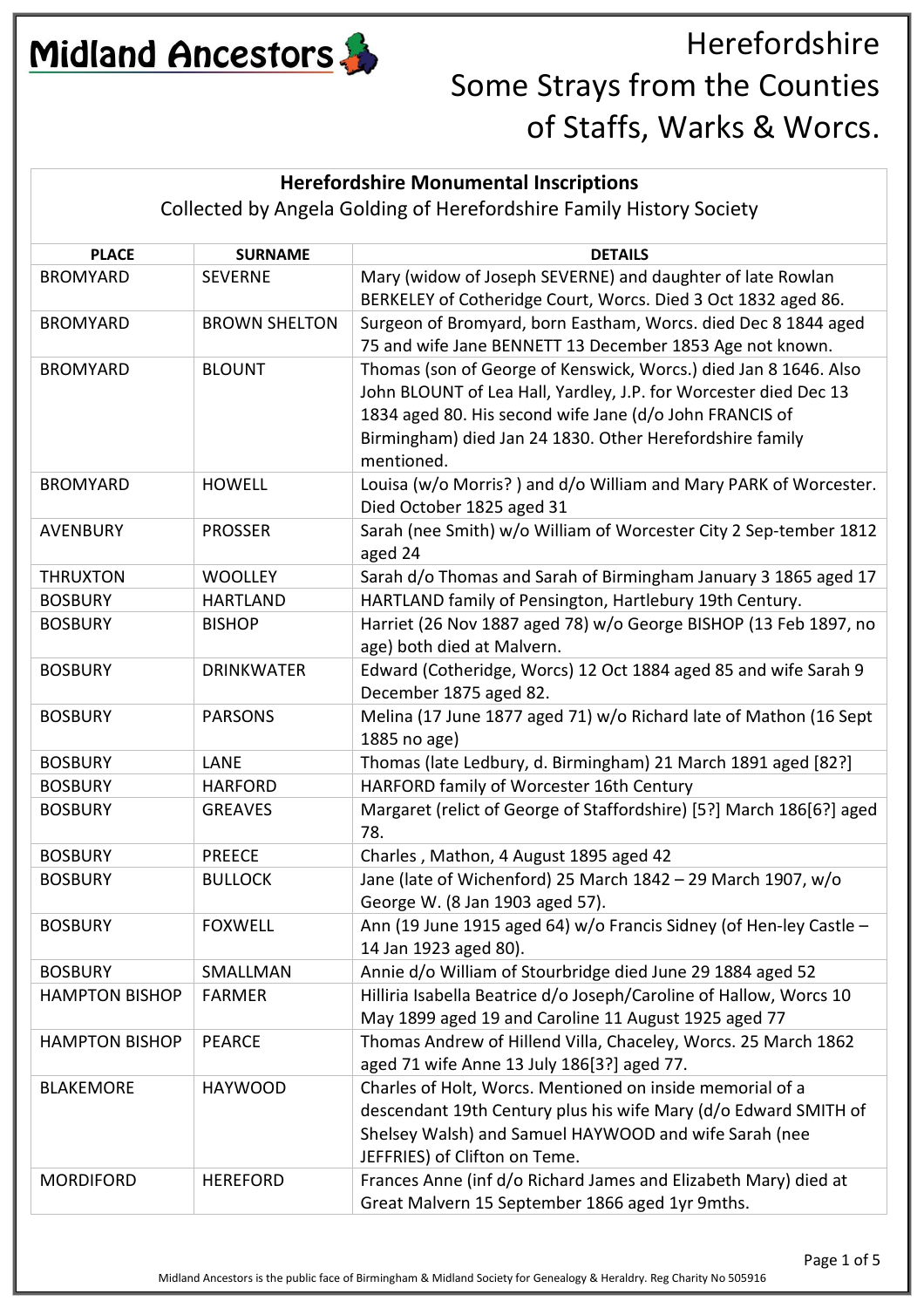# Herefordshire
# Some Strays from the Counties of Staffs, Warks & Worcs.

## Herefordshire Monumental Inscriptions

Collected by Angela Golding of Herefordshire Family History Society

| PLACE | SURNAME | DETAILS |
|---|---|---|
| BROMYARD | SEVERNE | Mary (widow of Joseph SEVERNE) and daughter of late Rowlan BERKELEY of Cotheridge Court, Worcs. Died 3 Oct 1832 aged 86. |
| BROMYARD | BROWN SHELTON | Surgeon of Bromyard, born Eastham, Worcs. died Dec 8 1844 aged 75 and wife Jane BENNETT 13 December 1853 Age not known. |
| BROMYARD | BLOUNT | Thomas (son of George of Kenswick, Worcs.) died Jan 8 1646. Also John BLOUNT of Lea Hall, Yardley, J.P. for Worcester died Dec 13 1834 aged 80. His second wife Jane (d/o John FRANCIS of Birmingham) died Jan 24 1830. Other Herefordshire family mentioned. |
| BROMYARD | HOWELL | Louisa (w/o Morris? ) and d/o William and Mary PARK of Worcester. Died October 1825 aged 31 |
| AVENBURY | PROSSER | Sarah (nee Smith) w/o William of Worcester City 2 Sep-tember 1812 aged 24 |
| THRUXTON | WOOLLEY | Sarah d/o Thomas and Sarah of Birmingham January 3 1865 aged 17 |
| BOSBURY | HARTLAND | HARTLAND family of Pensington, Hartlebury 19th Century. |
| BOSBURY | BISHOP | Harriet (26 Nov 1887 aged 78) w/o George BISHOP (13 Feb 1897, no age) both died at Malvern. |
| BOSBURY | DRINKWATER | Edward (Cotheridge, Worcs) 12 Oct 1884 aged 85 and wife Sarah 9 December 1875 aged 82. |
| BOSBURY | PARSONS | Melina (17 June 1877 aged 71) w/o Richard late of Mathon (16 Sept 1885 no age) |
| BOSBURY | LANE | Thomas (late Ledbury, d. Birmingham) 21 March 1891 aged [82?] |
| BOSBURY | HARFORD | HARFORD family of Worcester 16th Century |
| BOSBURY | GREAVES | Margaret (relict of George of Staffordshire) [5?] March 186[6?] aged 78. |
| BOSBURY | PREECE | Charles , Mathon, 4 August 1895 aged 42 |
| BOSBURY | BULLOCK | Jane (late of Wichenford) 25 March 1842 – 29 March 1907, w/o George W. (8 Jan 1903 aged 57). |
| BOSBURY | FOXWELL | Ann (19 June 1915 aged 64) w/o Francis Sidney (of Hen-ley Castle – 14 Jan 1923 aged 80). |
| BOSBURY | SMALLMAN | Annie d/o William of Stourbridge died June 29 1884 aged 52 |
| HAMPTON BISHOP | FARMER | Hilliria Isabella Beatrice d/o Joseph/Caroline of Hallow, Worcs 10 May 1899 aged 19 and Caroline 11 August 1925 aged 77 |
| HAMPTON BISHOP | PEARCE | Thomas Andrew of Hillend Villa, Chaceley, Worcs. 25 March 1862 aged 71 wife Anne 13 July 186[3?] aged 77. |
| BLAKEMORE | HAYWOOD | Charles of Holt, Worcs. Mentioned on inside memorial of a descendant 19th Century plus his wife Mary (d/o Edward SMITH of Shelsey Walsh) and Samuel HAYWOOD and wife Sarah (nee JEFFRIES) of Clifton on Teme. |
| MORDIFORD | HEREFORD | Frances Anne (inf d/o Richard James and Elizabeth Mary) died at Great Malvern 15 September 1866 aged 1yr 9mths. |

Midland Ancestors is the public face of Birmingham & Midland Society for Genealogy & Heraldry. Reg Charity No 505916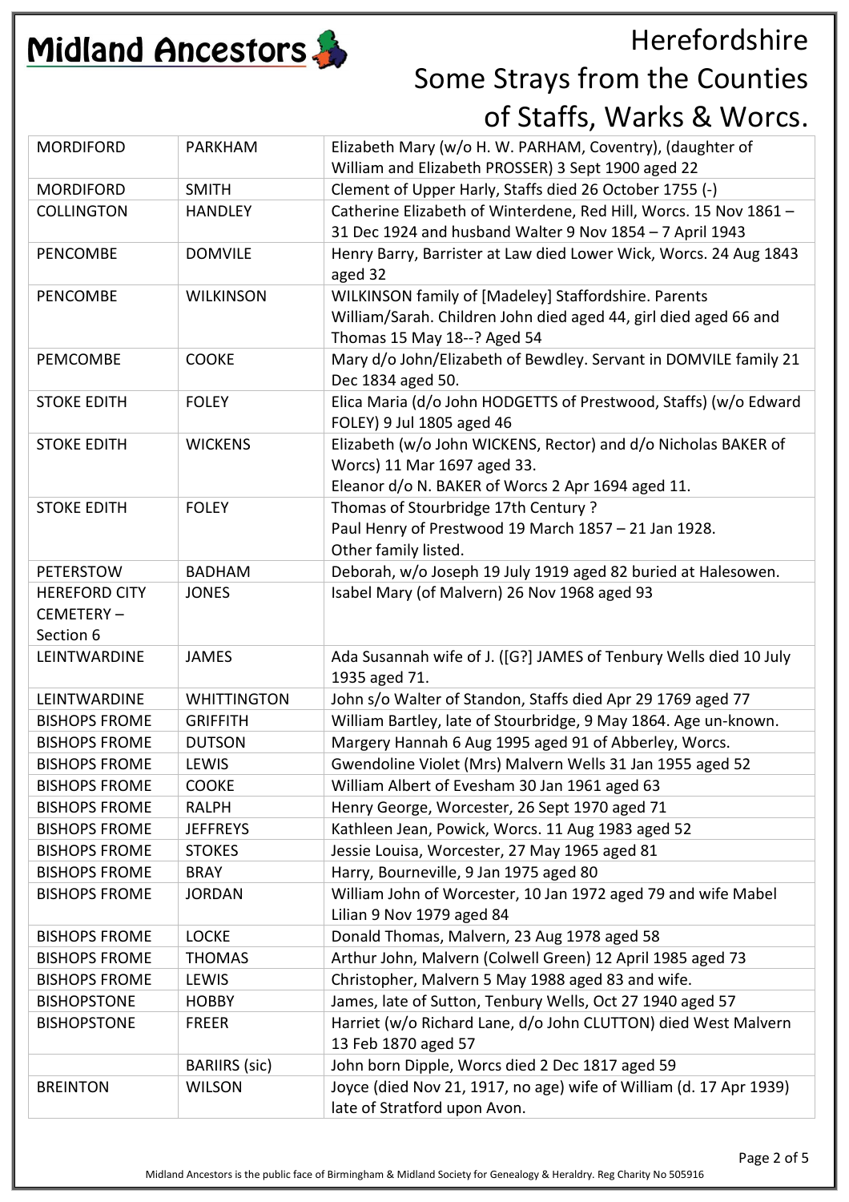# Herefordshire
## Some Strays from the Counties of Staffs, Warks & Worcs.

| | | |
|---|---|---|
| MORDIFORD | PARKHAM | Elizabeth Mary (w/o H. W. PARHAM, Coventry), (daughter of William and Elizabeth PROSSER) 3 Sept 1900 aged 22 |
| MORDIFORD | SMITH | Clement of Upper Harly, Staffs died 26 October 1755 (-) |
| COLLINGTON | HANDLEY | Catherine Elizabeth of Winterdene, Red Hill, Worcs. 15 Nov 1861 – 31 Dec 1924 and husband Walter 9 Nov 1854 – 7 April 1943 |
| PENCOMBE | DOMVILE | Henry Barry, Barrister at Law died Lower Wick, Worcs. 24 Aug 1843 aged 32 |
| PENCOMBE | WILKINSON | WILKINSON family of [Madeley] Staffordshire. Parents William/Sarah. Children John died aged 44, girl died aged 66 and Thomas 15 May 18--? Aged 54 |
| PEMCOMBE | COOKE | Mary d/o John/Elizabeth of Bewdley. Servant in DOMVILE family 21 Dec 1834 aged 50. |
| STOKE EDITH | FOLEY | Elica Maria (d/o John HODGETTS of Prestwood, Staffs) (w/o Edward FOLEY) 9 Jul 1805 aged 46 |
| STOKE EDITH | WICKENS | Elizabeth (w/o John WICKENS, Rector) and d/o Nicholas BAKER of Worcs) 11 Mar 1697 aged 33.<br>Eleanor d/o N. BAKER of Worcs 2 Apr 1694 aged 11. |
| STOKE EDITH | FOLEY | Thomas of Stourbridge 17th Century ?<br>Paul Henry of Prestwood 19 March 1857 – 21 Jan 1928.<br>Other family listed. |
| PETERSTOW | BADHAM | Deborah, w/o Joseph 19 July 1919 aged 82 buried at Halesowen. |
| HEREFORD CITY CEMETERY – Section 6 | JONES | Isabel Mary (of Malvern) 26 Nov 1968 aged 93 |
| LEINTWARDINE | JAMES | Ada Susannah wife of J. ([G?] JAMES of Tenbury Wells died 10 July 1935 aged 71. |
| LEINTWARDINE | WHITTINGTON | John s/o Walter of Standon, Staffs died Apr 29 1769 aged 77 |
| BISHOPS FROME | GRIFFITH | William Bartley, late of Stourbridge, 9 May 1864. Age un-known. |
| BISHOPS FROME | DUTSON | Margery Hannah 6 Aug 1995 aged 91 of Abberley, Worcs. |
| BISHOPS FROME | LEWIS | Gwendoline Violet (Mrs) Malvern Wells 31 Jan 1955 aged 52 |
| BISHOPS FROME | COOKE | William Albert of Evesham 30 Jan 1961 aged 63 |
| BISHOPS FROME | RALPH | Henry George, Worcester, 26 Sept 1970 aged 71 |
| BISHOPS FROME | JEFFREYS | Kathleen Jean, Powick, Worcs. 11 Aug 1983 aged 52 |
| BISHOPS FROME | STOKES | Jessie Louisa, Worcester, 27 May 1965 aged 81 |
| BISHOPS FROME | BRAY | Harry, Bourneville, 9 Jan 1975 aged 80 |
| BISHOPS FROME | JORDAN | William John of Worcester, 10 Jan 1972 aged 79 and wife Mabel Lilian 9 Nov 1979 aged 84 |
| BISHOPS FROME | LOCKE | Donald Thomas, Malvern, 23 Aug 1978 aged 58 |
| BISHOPS FROME | THOMAS | Arthur John, Malvern (Colwell Green) 12 April 1985 aged 73 |
| BISHOPS FROME | LEWIS | Christopher, Malvern 5 May 1988 aged 83 and wife. |
| BISHOPSTONE | HOBBY | James, late of Sutton, Tenbury Wells, Oct 27 1940 aged 57 |
| BISHOPSTONE | FREER | Harriet (w/o Richard Lane, d/o John CLUTTON) died West Malvern 13 Feb 1870 aged 57 |
| | BARIIRS (sic) | John born Dipple, Worcs died 2 Dec 1817 aged 59 |
| BREINTON | WILSON | Joyce (died Nov 21, 1917, no age) wife of William (d. 17 Apr 1939) late of Stratford upon Avon. |

Midland Ancestors is the public face of Birmingham & Midland Society for Genealogy & Heraldry. Reg Charity No 505916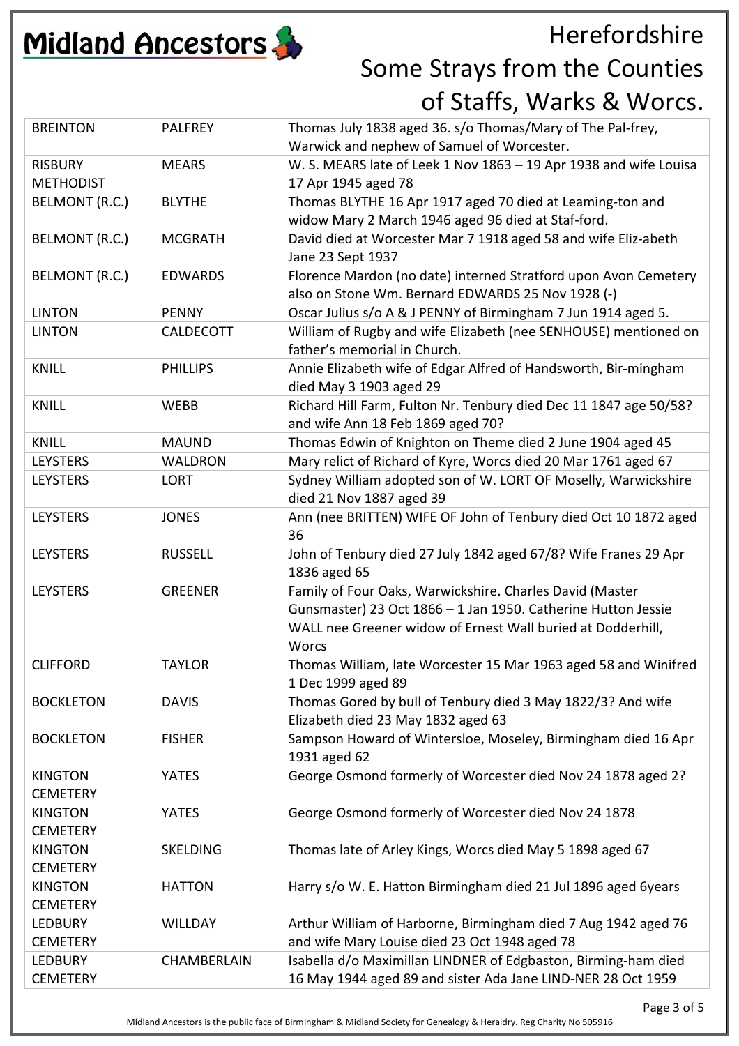# Herefordshire Some Strays from the Counties of Staffs, Warks & Worcs.

| | | |
|---|---|---|
| BREINTON | PALFREY | Thomas July 1838 aged 36. s/o Thomas/Mary of The Pal-frey, Warwick and nephew of Samuel of Worcester. |
| RISBURY METHODIST | MEARS | W. S. MEARS late of Leek 1 Nov 1863 – 19 Apr 1938 and wife Louisa 17 Apr 1945 aged 78 |
| BELMONT (R.C.) | BLYTHE | Thomas BLYTHE 16 Apr 1917 aged 70 died at Leaming-ton and widow Mary 2 March 1946 aged 96 died at Staf-ford. |
| BELMONT (R.C.) | MCGRATH | David died at Worcester Mar 7 1918 aged 58 and wife Eliz-abeth Jane 23 Sept 1937 |
| BELMONT (R.C.) | EDWARDS | Florence Mardon (no date) interned Stratford upon Avon Cemetery also on Stone Wm. Bernard EDWARDS 25 Nov 1928 (-) |
| LINTON | PENNY | Oscar Julius s/o A & J PENNY of Birmingham 7 Jun 1914 aged 5. |
| LINTON | CALDECOTT | William of Rugby and wife Elizabeth (nee SENHOUSE) mentioned on father's memorial in Church. |
| KNILL | PHILLIPS | Annie Elizabeth wife of Edgar Alfred of Handsworth, Bir-mingham died May 3 1903 aged 29 |
| KNILL | WEBB | Richard Hill Farm, Fulton Nr. Tenbury died Dec 11 1847 age 50/58? and wife Ann 18 Feb 1869 aged 70? |
| KNILL | MAUND | Thomas Edwin of Knighton on Theme died 2 June 1904 aged 45 |
| LEYSTERS | WALDRON | Mary relict of Richard of Kyre, Worcs died 20 Mar 1761 aged 67 |
| LEYSTERS | LORT | Sydney William adopted son of W. LORT OF Moselly, Warwickshire died 21 Nov 1887 aged 39 |
| LEYSTERS | JONES | Ann (nee BRITTEN) WIFE OF John of Tenbury died Oct 10 1872 aged 36 |
| LEYSTERS | RUSSELL | John of Tenbury died 27 July 1842 aged 67/8? Wife Franes 29 Apr 1836 aged 65 |
| LEYSTERS | GREENER | Family of Four Oaks, Warwickshire. Charles David (Master Gunsmaster) 23 Oct 1866 – 1 Jan 1950. Catherine Hutton Jessie WALL nee Greener widow of Ernest Wall buried at Dodderhill, Worcs |
| CLIFFORD | TAYLOR | Thomas William, late Worcester 15 Mar 1963 aged 58 and Winifred 1 Dec 1999 aged 89 |
| BOCKLETON | DAVIS | Thomas Gored by bull of Tenbury died 3 May 1822/3? And wife Elizabeth died 23 May 1832 aged 63 |
| BOCKLETON | FISHER | Sampson Howard of Wintersloe, Moseley, Birmingham died 16 Apr 1931 aged 62 |
| KINGTON CEMETERY | YATES | George Osmond formerly of Worcester died Nov 24 1878 aged 2? |
| KINGTON CEMETERY | YATES | George Osmond formerly of Worcester died Nov 24 1878 |
| KINGTON CEMETERY | SKELDING | Thomas late of Arley Kings, Worcs died May 5 1898 aged 67 |
| KINGTON CEMETERY | HATTON | Harry s/o W. E. Hatton Birmingham died 21 Jul 1896 aged 6years |
| LEDBURY CEMETERY | WILLDAY | Arthur William of Harborne, Birmingham died 7 Aug 1942 aged 76 and wife Mary Louise died 23 Oct 1948 aged 78 |
| LEDBURY CEMETERY | CHAMBERLAIN | Isabella d/o Maximillan LINDNER of Edgbaston, Birming-ham died 16 May 1944 aged 89 and sister Ada Jane LIND-NER 28 Oct 1959 |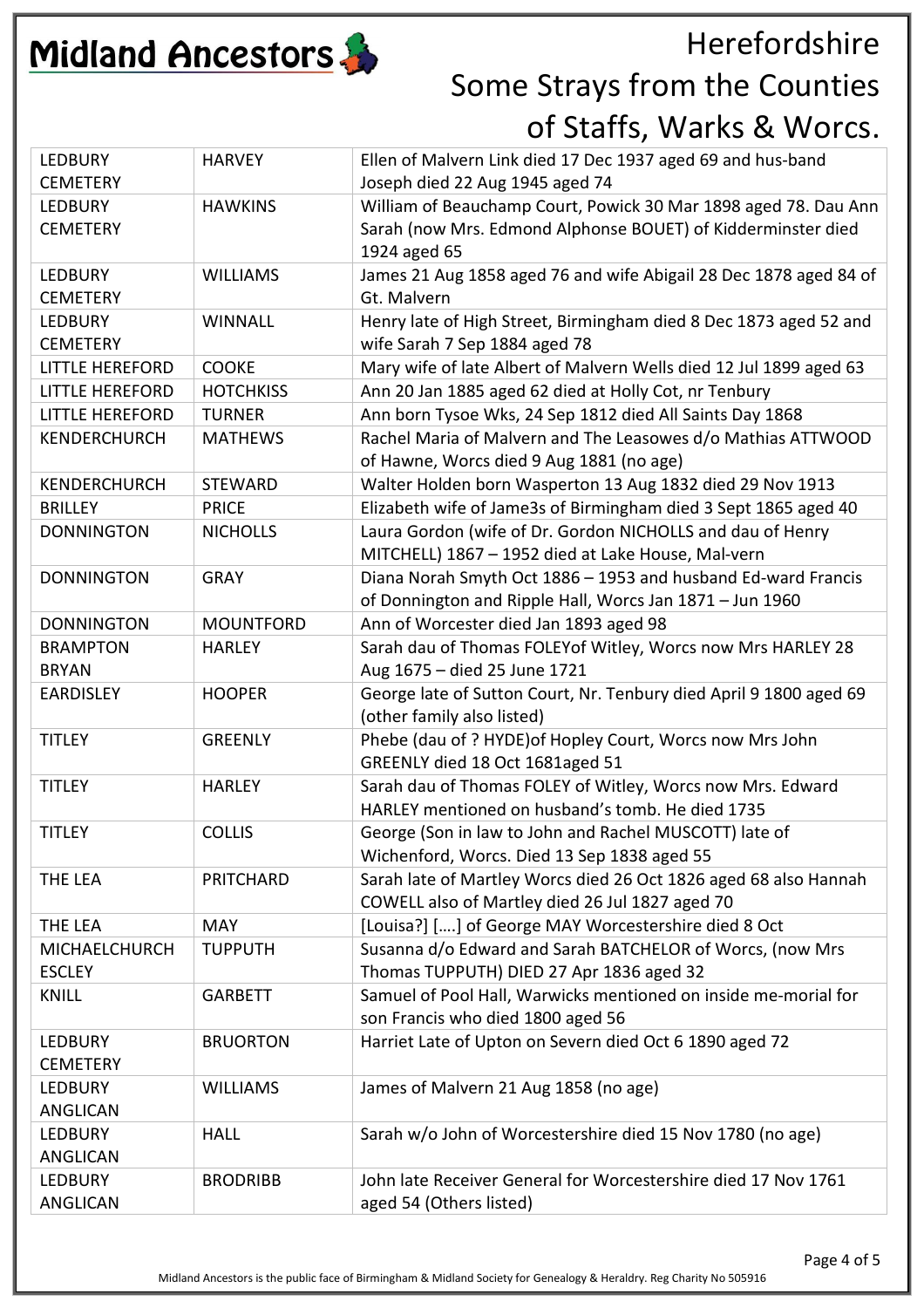# Herefordshire Some Strays from the Counties of Staffs, Warks & Worcs.

| | | |
|---|---|---|
| LEDBURY CEMETERY | HARVEY | Ellen of Malvern Link died 17 Dec 1937 aged 69 and hus-band Joseph died 22 Aug 1945 aged 74 |
| LEDBURY CEMETERY | HAWKINS | William of Beauchamp Court, Powick 30 Mar 1898 aged 78. Dau Ann Sarah (now Mrs. Edmond Alphonse BOUET) of Kidderminster died 1924 aged 65 |
| LEDBURY CEMETERY | WILLIAMS | James 21 Aug 1858 aged 76 and wife Abigail 28 Dec 1878 aged 84 of Gt. Malvern |
| LEDBURY CEMETERY | WINNALL | Henry late of High Street, Birmingham died 8 Dec 1873 aged 52 and wife Sarah 7 Sep 1884 aged 78 |
| LITTLE HEREFORD | COOKE | Mary wife of late Albert of Malvern Wells died 12 Jul 1899 aged 63 |
| LITTLE HEREFORD | HOTCHKISS | Ann 20 Jan 1885 aged 62 died at Holly Cot, nr Tenbury |
| LITTLE HEREFORD | TURNER | Ann born Tysoe Wks, 24 Sep 1812 died All Saints Day 1868 |
| KENDERCHURCH | MATHEWS | Rachel Maria of Malvern and The Leasowes d/o Mathias ATTWOOD of Hawne, Worcs died 9 Aug 1881 (no age) |
| KENDERCHURCH | STEWARD | Walter Holden born Wasperton 13 Aug 1832 died 29 Nov 1913 |
| BRILLEY | PRICE | Elizabeth wife of Jame3s of Birmingham died 3 Sept 1865 aged 40 |
| DONNINGTON | NICHOLLS | Laura Gordon (wife of Dr. Gordon NICHOLLS and dau of Henry MITCHELL) 1867 – 1952 died at Lake House, Mal-vern |
| DONNINGTON | GRAY | Diana Norah Smyth Oct 1886 – 1953 and husband Ed-ward Francis of Donnington and Ripple Hall, Worcs Jan 1871 – Jun 1960 |
| DONNINGTON | MOUNTFORD | Ann of Worcester died Jan 1893 aged 98 |
| BRAMPTON BRYAN | HARLEY | Sarah dau of Thomas FOLEYof Witley, Worcs now Mrs HARLEY 28 Aug 1675 – died 25 June 1721 |
| EARDISLEY | HOOPER | George late of Sutton Court, Nr. Tenbury died April 9 1800 aged 69 (other family also listed) |
| TITLEY | GREENLY | Phebe (dau of ? HYDE)of Hopley Court, Worcs now Mrs John GREENLY died 18 Oct 1681aged 51 |
| TITLEY | HARLEY | Sarah dau of Thomas FOLEY of Witley, Worcs now Mrs. Edward HARLEY mentioned on husband's tomb. He died 1735 |
| TITLEY | COLLIS | George (Son in law to John and Rachel MUSCOTT) late of Wichenford, Worcs. Died 13 Sep 1838 aged 55 |
| THE LEA | PRITCHARD | Sarah late of Martley Worcs died 26 Oct 1826 aged 68 also Hannah COWELL also of Martley died 26 Jul 1827 aged 70 |
| THE LEA | MAY | [Louisa?] [….] of George MAY Worcestershire died 8 Oct |
| MICHAELCHURCH ESCLEY | TUPPUTH | Susanna d/o Edward and Sarah BATCHELOR of Worcs, (now Mrs Thomas TUPPUTH) DIED 27 Apr 1836 aged 32 |
| KNILL | GARBETT | Samuel of Pool Hall, Warwicks mentioned on inside me-morial for son Francis who died 1800 aged 56 |
| LEDBURY CEMETERY | BRUORTON | Harriet Late of Upton on Severn died Oct 6 1890 aged 72 |
| LEDBURY ANGLICAN | WILLIAMS | James of Malvern 21 Aug 1858 (no age) |
| LEDBURY ANGLICAN | HALL | Sarah w/o John of Worcestershire died 15 Nov 1780 (no age) |
| LEDBURY ANGLICAN | BRODRIBB | John late Receiver General for Worcestershire died 17 Nov 1761 aged 54 (Others listed) |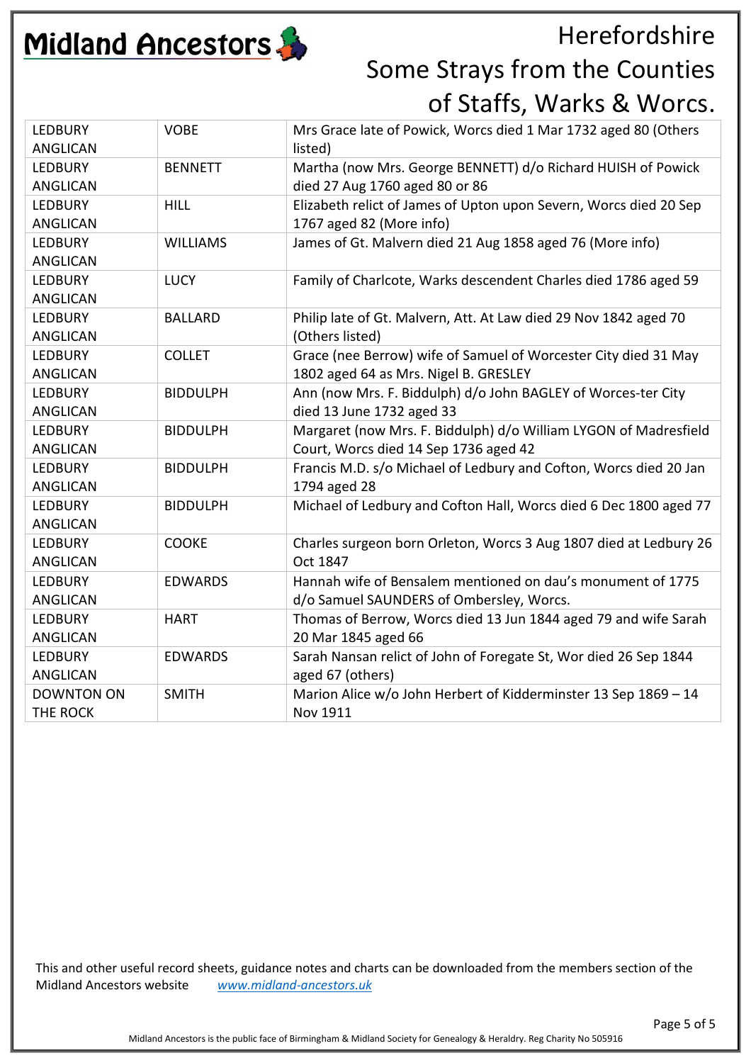# Herefordshire
# Some Strays from the Counties of Staffs, Warks & Worcs.

| | | |
|---|---|---|
| LEDBURY ANGLICAN | VOBE | Mrs Grace late of Powick, Worcs died 1 Mar 1732 aged 80 (Others listed) |
| LEDBURY ANGLICAN | BENNETT | Martha (now Mrs. George BENNETT) d/o Richard HUISH of Powick died 27 Aug 1760 aged 80 or 86 |
| LEDBURY ANGLICAN | HILL | Elizabeth relict of James of Upton upon Severn, Worcs died 20 Sep 1767 aged 82 (More info) |
| LEDBURY ANGLICAN | WILLIAMS | James of Gt. Malvern died 21 Aug 1858 aged 76 (More info) |
| LEDBURY ANGLICAN | LUCY | Family of Charlcote, Warks descendent Charles died 1786 aged 59 |
| LEDBURY ANGLICAN | BALLARD | Philip late of Gt. Malvern, Att. At Law died 29 Nov 1842 aged 70 (Others listed) |
| LEDBURY ANGLICAN | COLLET | Grace (nee Berrow) wife of Samuel of Worcester City died 31 May 1802 aged 64 as Mrs. Nigel B. GRESLEY |
| LEDBURY ANGLICAN | BIDDULPH | Ann (now Mrs. F. Biddulph) d/o John BAGLEY of Worces-ter City died 13 June 1732 aged 33 |
| LEDBURY ANGLICAN | BIDDULPH | Margaret (now Mrs. F. Biddulph) d/o William LYGON of Madresfield Court, Worcs died 14 Sep 1736 aged 42 |
| LEDBURY ANGLICAN | BIDDULPH | Francis M.D. s/o Michael of Ledbury and Cofton, Worcs died 20 Jan 1794 aged 28 |
| LEDBURY ANGLICAN | BIDDULPH | Michael of Ledbury and Cofton Hall, Worcs died 6 Dec 1800 aged 77 |
| LEDBURY ANGLICAN | COOKE | Charles surgeon born Orleton, Worcs 3 Aug 1807 died at Ledbury 26 Oct 1847 |
| LEDBURY ANGLICAN | EDWARDS | Hannah wife of Bensalem mentioned on dau's monument of 1775 d/o Samuel SAUNDERS of Ombersley, Worcs. |
| LEDBURY ANGLICAN | HART | Thomas of Berrow, Worcs died 13 Jun 1844 aged 79 and wife Sarah 20 Mar 1845 aged 66 |
| LEDBURY ANGLICAN | EDWARDS | Sarah Nansan relict of John of Foregate St, Wor died 26 Sep 1844 aged 67 (others) |
| DOWNTON ON THE ROCK | SMITH | Marion Alice w/o John Herbert of Kidderminster 13 Sep 1869 – 14 Nov 1911 |

This and other useful record sheets, guidance notes and charts can be downloaded from the members section of the Midland Ancestors website *www.midland-ancestors.uk*

Midland Ancestors is the public face of Birmingham & Midland Society for Genealogy & Heraldry. Reg Charity No 505916